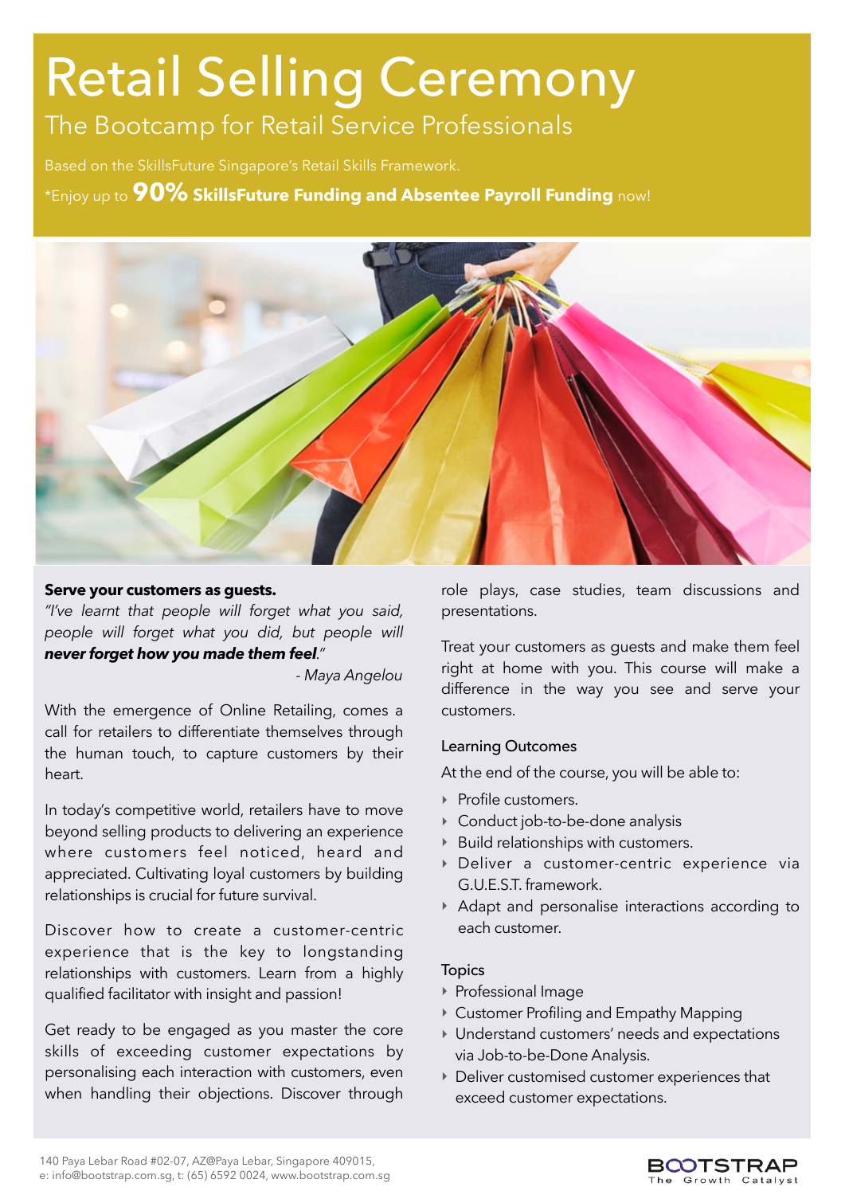# Retail Selling Ceremony

## The Bootcamp for Retail Service Professionals

Based on the SkillsFuture Singapore's Retail Skills Framework.

*Enjoy up to **90% SkillsFuture Funding and Absentee Payroll Funding** now!

**Serve your customers as guests.**

*"I've learnt that people will forget what you said, people will forget what you did, but people will **never forget how you made them feel**."*

*- Maya Angelou*

With the emergence of Online Retailing, comes a call for retailers to differentiate themselves through the human touch, to capture customers by their heart.

In today's competitive world, retailers have to move beyond selling products to delivering an experience where customers feel noticed, heard and appreciated. Cultivating loyal customers by building relationships is crucial for future survival.

Discover how to create a customer-centric experience that is the key to longstanding relationships with customers. Learn from a highly qualified facilitator with insight and passion!

Get ready to be engaged as you master the core skills of exceeding customer expectations by personalising each interaction with customers, even when handling their objections. Discover through role plays, case studies, team discussions and presentations.

Treat your customers as guests and make them feel right at home with you. This course will make a difference in the way you see and serve your customers.

### Learning Outcomes

At the end of the course, you will be able to:

- Profile customers.
- Conduct job-to-be-done analysis
- Build relationships with customers.
- Deliver a customer-centric experience via G.U.E.S.T. framework.
- Adapt and personalise interactions according to each customer.

### Topics

- Professional Image
- Customer Profiling and Empathy Mapping
- Understand customers' needs and expectations via Job-to-be-Done Analysis.
- Deliver customised customer experiences that exceed customer expectations.

140 Paya Lebar Road #02-07, AZ@Paya Lebar, Singapore 409015,
e: info@bootstrap.com.sg, t: (65) 6592 0024, www.bootstrap.com.sg

BOOTSTRAP
The Growth Catalyst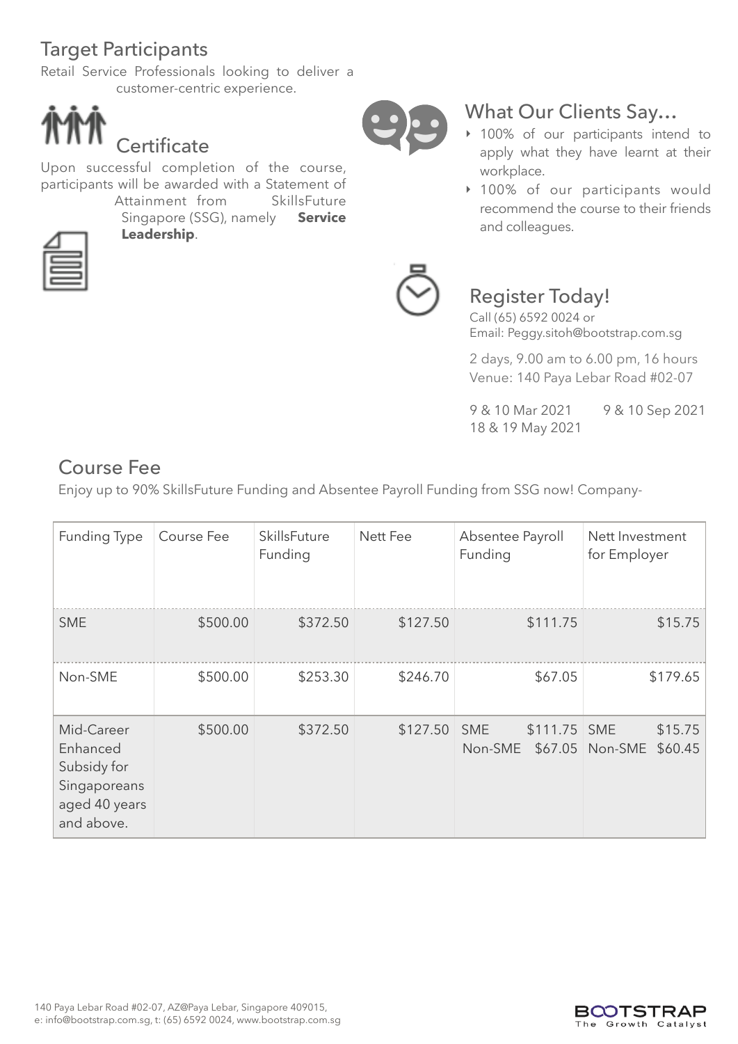## Target Participants

Retail Service Professionals looking to deliver a customer-centric experience.

## Certificate

Upon successful completion of the course, participants will be awarded with a Statement of Attainment from SkillsFuture Singapore (SSG), namely **Service Leadership**.

## What Our Clients Say…

- 100% of our participants intend to apply what they have learnt at their workplace.
- 100% of our participants would recommend the course to their friends and colleagues.

## Register Today!

Call (65) 6592 0024 or
Email: Peggy.sitoh@bootstrap.com.sg

2 days, 9.00 am to 6.00 pm, 16 hours
Venue: 140 Paya Lebar Road #02-07

9 & 10 Mar 2021
18 & 19 May 2021
9 & 10 Sep 2021

## Course Fee

Enjoy up to 90% SkillsFuture Funding and Absentee Payroll Funding from SSG now! Company-

| Funding Type | Course Fee | SkillsFuture Funding | Nett Fee | Absentee Payroll Funding | Nett Investment for Employer |
|---|---|---|---|---|---|
| SME | $500.00 | $372.50 | $127.50 | $111.75 | $15.75 |
| Non-SME | $500.00 | $253.30 | $246.70 | $67.05 | $179.65 |
| Mid-Career Enhanced Subsidy for Singaporeans aged 40 years and above. | $500.00 | $372.50 | $127.50 | SME $111.75<br>Non-SME $67.05 | SME $15.75<br>Non-SME $60.45 |

140 Paya Lebar Road #02-07, AZ@Paya Lebar, Singapore 409015,
e: info@bootstrap.com.sg, t: (65) 6592 0024, www.bootstrap.com.sg

BOOTSTRAP The Growth Catalyst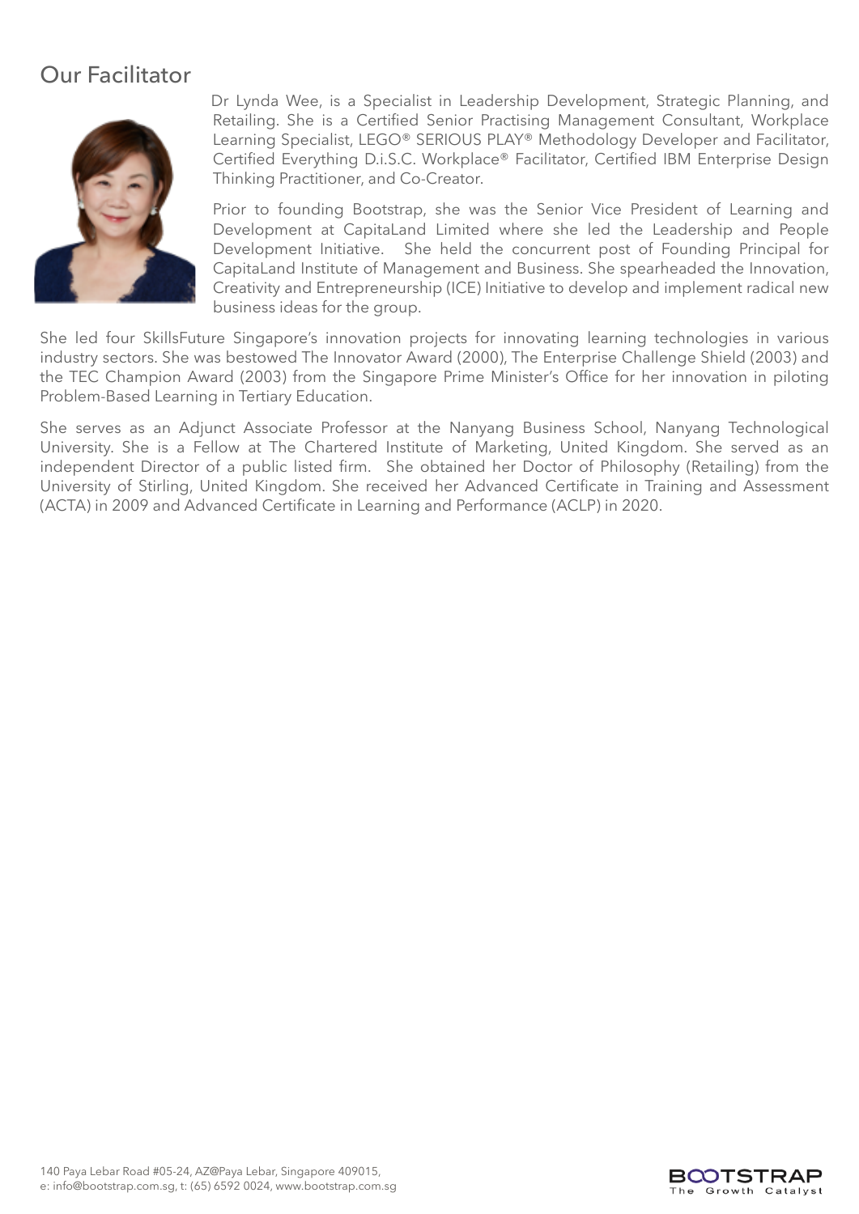## Our Facilitator

Dr Lynda Wee, is a Specialist in Leadership Development, Strategic Planning, and Retailing. She is a Certified Senior Practising Management Consultant, Workplace Learning Specialist, LEGO® SERIOUS PLAY® Methodology Developer and Facilitator, Certified Everything D.i.S.C. Workplace® Facilitator, Certified IBM Enterprise Design Thinking Practitioner, and Co-Creator.

Prior to founding Bootstrap, she was the Senior Vice President of Learning and Development at CapitaLand Limited where she led the Leadership and People Development Initiative. She held the concurrent post of Founding Principal for CapitaLand Institute of Management and Business. She spearheaded the Innovation, Creativity and Entrepreneurship (ICE) Initiative to develop and implement radical new business ideas for the group.

She led four SkillsFuture Singapore's innovation projects for innovating learning technologies in various industry sectors. She was bestowed The Innovator Award (2000), The Enterprise Challenge Shield (2003) and the TEC Champion Award (2003) from the Singapore Prime Minister's Office for her innovation in piloting Problem-Based Learning in Tertiary Education.

She serves as an Adjunct Associate Professor at the Nanyang Business School, Nanyang Technological University. She is a Fellow at The Chartered Institute of Marketing, United Kingdom. She served as an independent Director of a public listed firm. She obtained her Doctor of Philosophy (Retailing) from the University of Stirling, United Kingdom. She received her Advanced Certificate in Training and Assessment (ACTA) in 2009 and Advanced Certificate in Learning and Performance (ACLP) in 2020.

140 Paya Lebar Road #05-24, AZ@Paya Lebar, Singapore 409015,
e: info@bootstrap.com.sg, t: (65) 6592 0024, www.bootstrap.com.sg

BOOTSTRAP
The Growth Catalyst